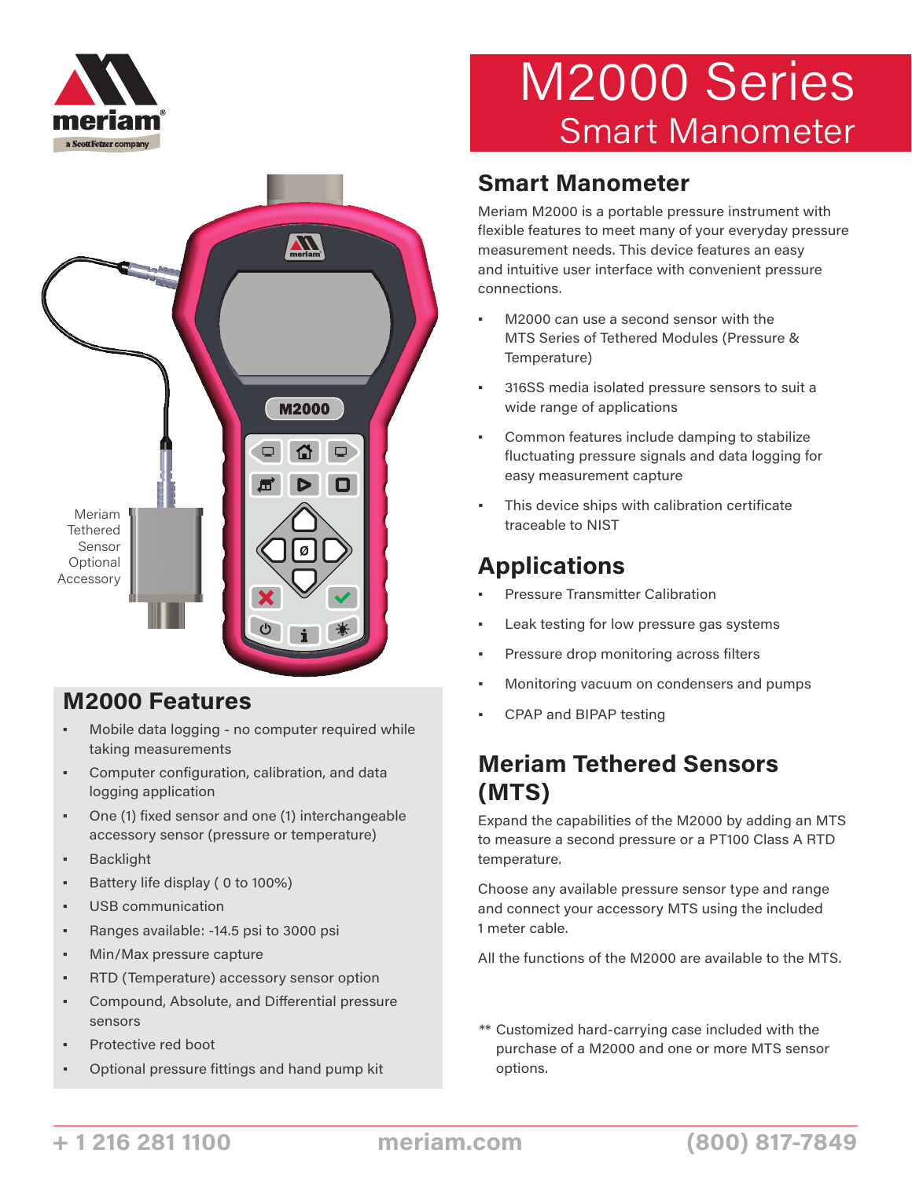# M2000 Series

## Smart Manometer

Meriam Tethered Sensor Optional Accessory

## M2000 Features

- Mobile data logging - no computer required while taking measurements
- Computer configuration, calibration, and data logging application
- One (1) fixed sensor and one (1) interchangeable accessory sensor (pressure or temperature)
- Backlight
- Battery life display ( 0 to 100%)
- USB communication
- Ranges available: -14.5 psi to 3000 psi
- Min/Max pressure capture
- RTD (Temperature) accessory sensor option
- Compound, Absolute, and Differential pressure sensors
- Protective red boot
- Optional pressure fittings and hand pump kit

## Smart Manometer

Meriam M2000 is a portable pressure instrument with flexible features to meet many of your everyday pressure measurement needs. This device features an easy and intuitive user interface with convenient pressure connections.

- M2000 can use a second sensor with the MTS Series of Tethered Modules (Pressure & Temperature)
- 316SS media isolated pressure sensors to suit a wide range of applications
- Common features include damping to stabilize fluctuating pressure signals and data logging for easy measurement capture
- This device ships with calibration certificate traceable to NIST

## Applications

- Pressure Transmitter Calibration
- Leak testing for low pressure gas systems
- Pressure drop monitoring across filters
- Monitoring vacuum on condensers and pumps
- CPAP and BIPAP testing

## Meriam Tethered Sensors (MTS)

Expand the capabilities of the M2000 by adding an MTS to measure a second pressure or a PT100 Class A RTD temperature.

Choose any available pressure sensor type and range and connect your accessory MTS using the included 1 meter cable.

All the functions of the M2000 are available to the MTS.

** Customized hard-carrying case included with the purchase of a M2000 and one or more MTS sensor options.

+ 1 216 281 1100 meriam.com (800) 817-7849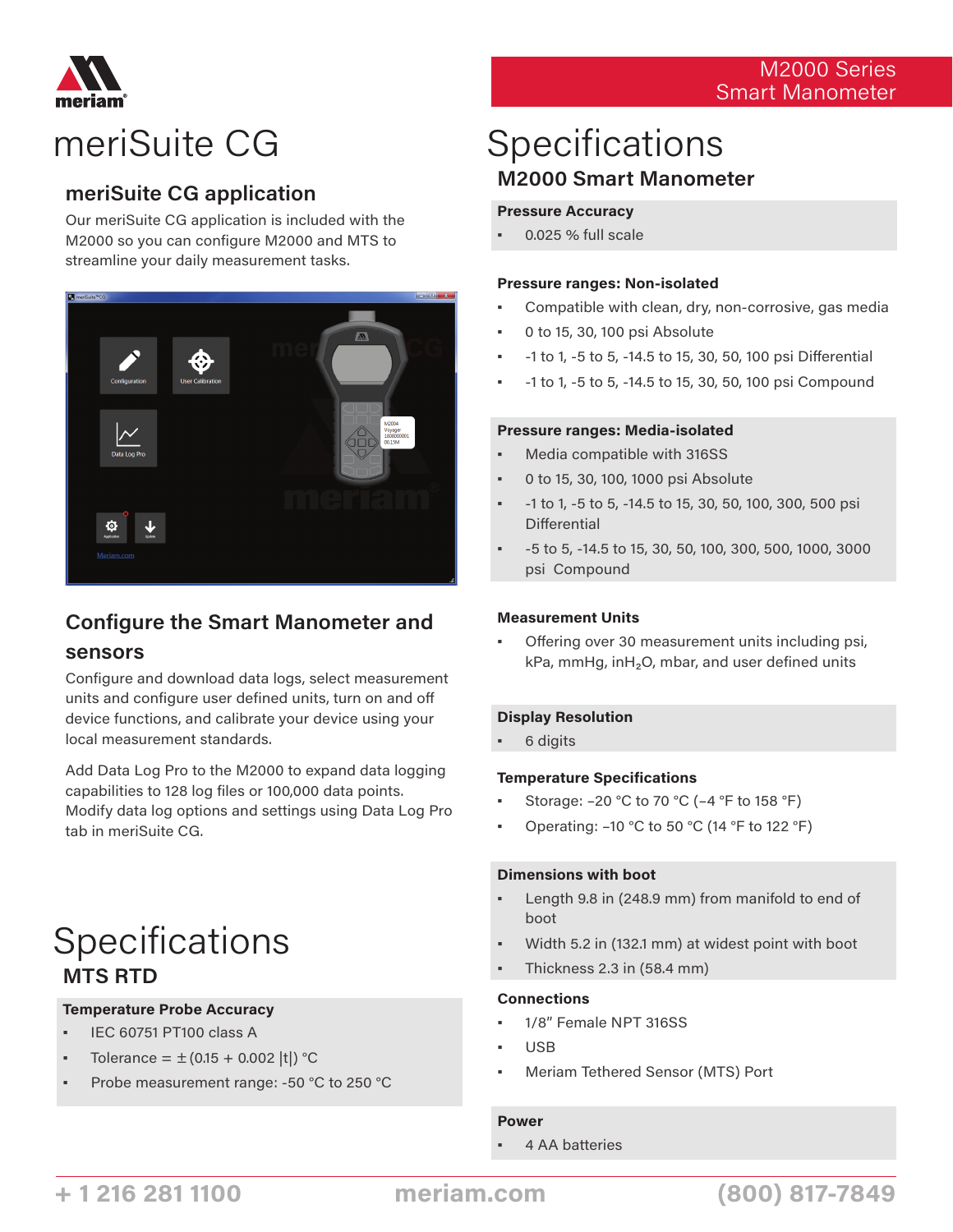# meriSuite CG

## meriSuite CG application

Our meriSuite CG application is included with the M2000 so you can configure M2000 and MTS to streamline your daily measurement tasks.

## Configure the Smart Manometer and sensors

Configure and download data logs, select measurement units and configure user defined units, turn on and off device functions, and calibrate your device using your local measurement standards.

Add Data Log Pro to the M2000 to expand data logging capabilities to 128 log files or 100,000 data points. Modify data log options and settings using Data Log Pro tab in meriSuite CG.

# Specifications

## MTS RTD

**Temperature Probe Accuracy**

- IEC 60751 PT100 class A
- Tolerance = ±(0.15 + 0.002 |t|) °C
- Probe measurement range: -50 °C to 250 °C

M2000 Series Smart Manometer

# Specifications

## M2000 Smart Manometer

**Pressure Accuracy**

- 0.025 % full scale

**Pressure ranges: Non-isolated**

- Compatible with clean, dry, non-corrosive, gas media
- 0 to 15, 30, 100 psi Absolute
- -1 to 1, -5 to 5, -14.5 to 15, 30, 50, 100 psi Differential
- -1 to 1, -5 to 5, -14.5 to 15, 30, 50, 100 psi Compound

**Pressure ranges: Media-isolated**

- Media compatible with 316SS
- 0 to 15, 30, 100, 1000 psi Absolute
- -1 to 1, -5 to 5, -14.5 to 15, 30, 50, 100, 300, 500 psi Differential
- -5 to 5, -14.5 to 15, 30, 50, 100, 300, 500, 1000, 3000 psi Compound

**Measurement Units**

- Offering over 30 measurement units including psi, kPa, mmHg, $inH_2O$, mbar, and user defined units

**Display Resolution**

- 6 digits

**Temperature Specifications**

- Storage: –20 °C to 70 °C (–4 °F to 158 °F)
- Operating: –10 °C to 50 °C (14 °F to 122 °F)

**Dimensions with boot**

- Length 9.8 in (248.9 mm) from manifold to end of boot
- Width 5.2 in (132.1 mm) at widest point with boot
- Thickness 2.3 in (58.4 mm)

**Connections**

- 1/8" Female NPT 316SS
- USB
- Meriam Tethered Sensor (MTS) Port

**Power**

- 4 AA batteries

+ 1 216 281 1100 meriam.com (800) 817-7849